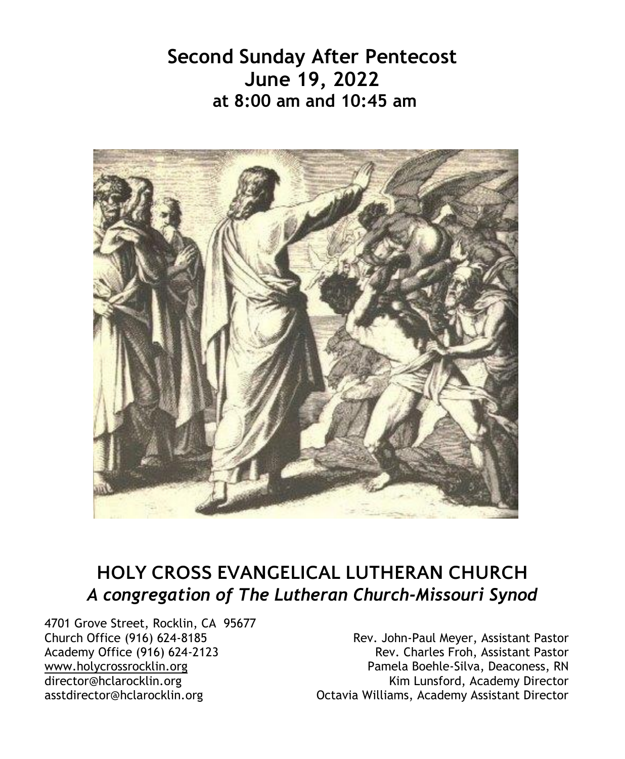# Second Sunday After Pentecost
# June 19, 2022
## at 8:00 am and 10:45 am

# HOLY CROSS EVANGELICAL LUTHERAN CHURCH
## *A congregation of The Lutheran Church-Missouri Synod*

4701 Grove Street, Rocklin, CA 95677
Church Office (916) 624-8185
Academy Office (916) 624-2123
www.holycrossrocklin.org
director@hclarocklin.org
asstdirector@hclarocklin.org

Rev. John-Paul Meyer, Assistant Pastor
Rev. Charles Froh, Assistant Pastor
Pamela Boehle-Silva, Deaconess, RN
Kim Lunsford, Academy Director
Octavia Williams, Academy Assistant Director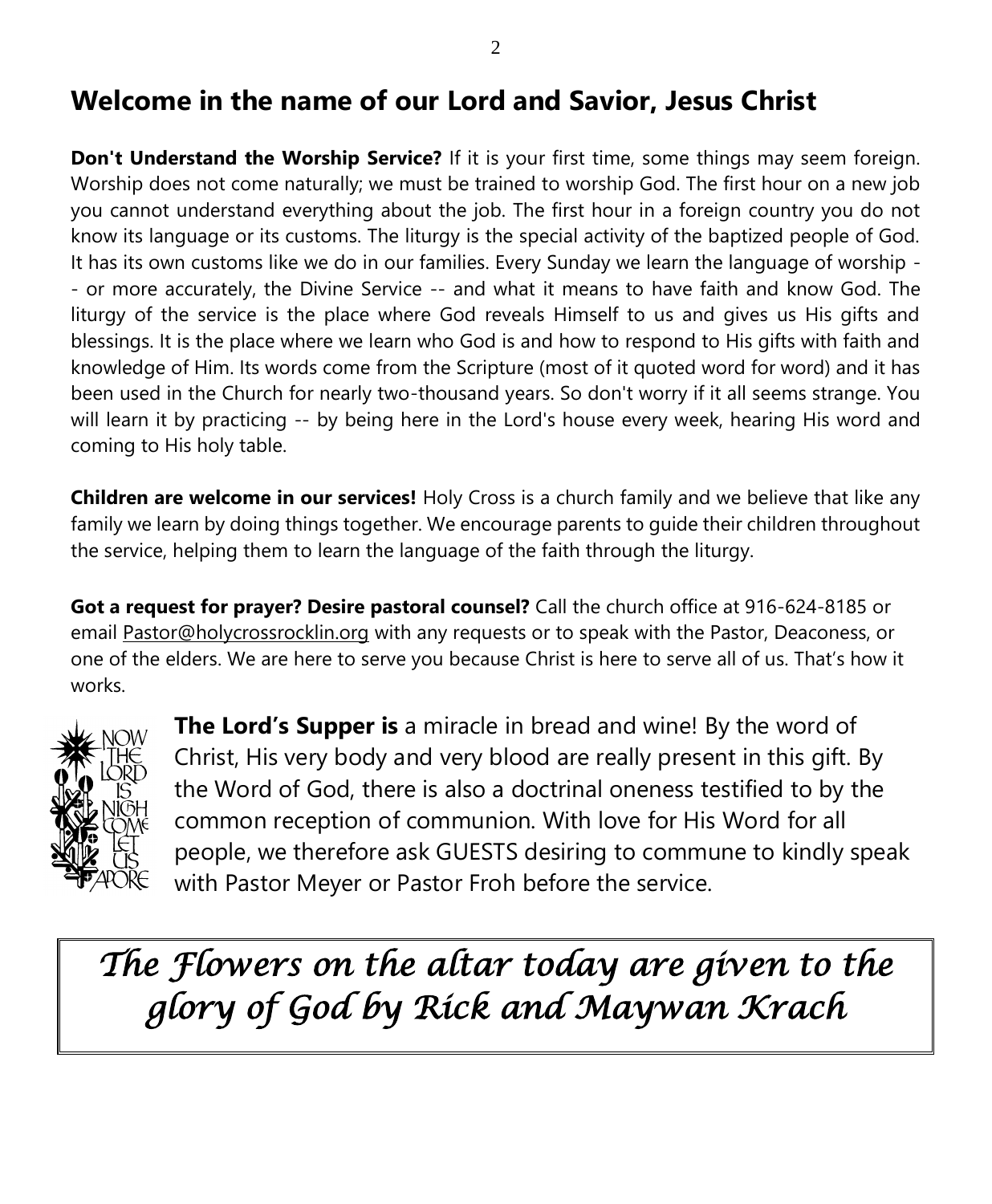## Welcome in the name of our Lord and Savior, Jesus Christ

**Don't Understand the Worship Service?** If it is your first time, some things may seem foreign. Worship does not come naturally; we must be trained to worship God. The first hour on a new job you cannot understand everything about the job. The first hour in a foreign country you do not know its language or its customs. The liturgy is the special activity of the baptized people of God. It has its own customs like we do in our families. Every Sunday we learn the language of worship -- or more accurately, the Divine Service -- and what it means to have faith and know God. The liturgy of the service is the place where God reveals Himself to us and gives us His gifts and blessings. It is the place where we learn who God is and how to respond to His gifts with faith and knowledge of Him. Its words come from the Scripture (most of it quoted word for word) and it has been used in the Church for nearly two-thousand years. So don't worry if it all seems strange. You will learn it by practicing -- by being here in the Lord's house every week, hearing His word and coming to His holy table.

**Children are welcome in our services!** Holy Cross is a church family and we believe that like any family we learn by doing things together. We encourage parents to guide their children throughout the service, helping them to learn the language of the faith through the liturgy.

**Got a request for prayer? Desire pastoral counsel?** Call the church office at 916-624-8185 or email Pastor@holycrossrocklin.org with any requests or to speak with the Pastor, Deaconess, or one of the elders. We are here to serve you because Christ is here to serve all of us. That's how it works.

**The Lord's Supper is** a miracle in bread and wine! By the word of Christ, His very body and very blood are really present in this gift. By the Word of God, there is also a doctrinal oneness testified to by the common reception of communion. With love for His Word for all people, we therefore ask GUESTS desiring to commune to kindly speak with Pastor Meyer or Pastor Froh before the service.

*The Flowers on the altar today are given to the glory of God by Rick and Maywan Krach*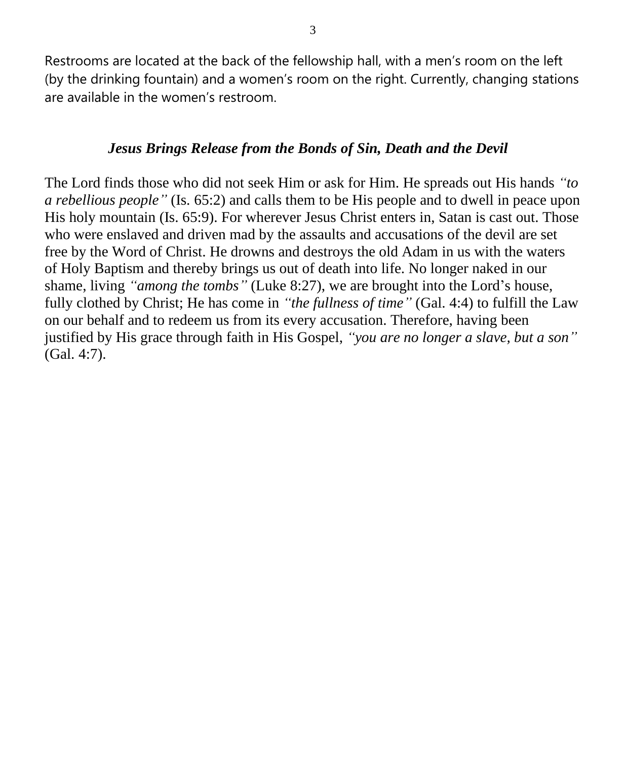Restrooms are located at the back of the fellowship hall, with a men's room on the left (by the drinking fountain) and a women's room on the right. Currently, changing stations are available in the women's restroom.

### *Jesus Brings Release from the Bonds of Sin, Death and the Devil*

The Lord finds those who did not seek Him or ask for Him. He spreads out His hands *"to a rebellious people"* (Is. 65:2) and calls them to be His people and to dwell in peace upon His holy mountain (Is. 65:9). For wherever Jesus Christ enters in, Satan is cast out. Those who were enslaved and driven mad by the assaults and accusations of the devil are set free by the Word of Christ. He drowns and destroys the old Adam in us with the waters of Holy Baptism and thereby brings us out of death into life. No longer naked in our shame, living *"among the tombs"* (Luke 8:27), we are brought into the Lord's house, fully clothed by Christ; He has come in *"the fullness of time"* (Gal. 4:4) to fulfill the Law on our behalf and to redeem us from its every accusation. Therefore, having been justified by His grace through faith in His Gospel, *"you are no longer a slave, but a son"* (Gal. 4:7).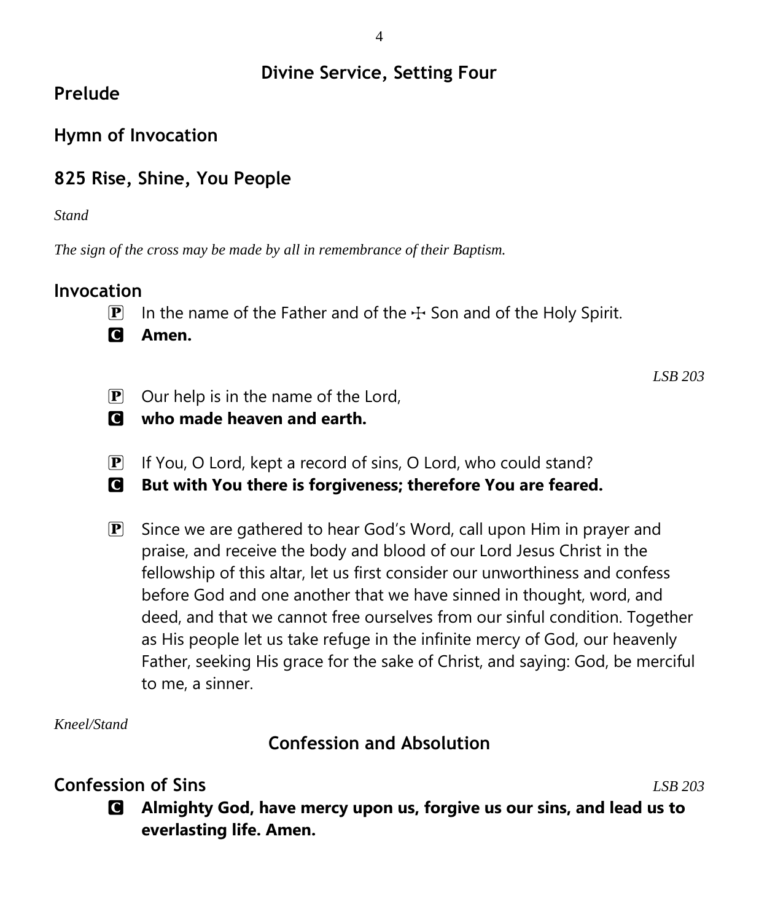## Divine Service, Setting Four

### Prelude

### Hymn of Invocation

### 825 Rise, Shine, You People

*Stand*

*The sign of the cross may be made by all in remembrance of their Baptism.*

### Invocation

P In the name of the Father and of the ☩ Son and of the Holy Spirit.

C **Amen.**

*LSB 203*

P Our help is in the name of the Lord,

C **who made heaven and earth.**

P If You, O Lord, kept a record of sins, O Lord, who could stand?

C **But with You there is forgiveness; therefore You are feared.**

P Since we are gathered to hear God's Word, call upon Him in prayer and praise, and receive the body and blood of our Lord Jesus Christ in the fellowship of this altar, let us first consider our unworthiness and confess before God and one another that we have sinned in thought, word, and deed, and that we cannot free ourselves from our sinful condition. Together as His people let us take refuge in the infinite mercy of God, our heavenly Father, seeking His grace for the sake of Christ, and saying: God, be merciful to me, a sinner.

*Kneel/Stand*

## Confession and Absolution

### Confession of Sins

*LSB 203*

C **Almighty God, have mercy upon us, forgive us our sins, and lead us to everlasting life. Amen.**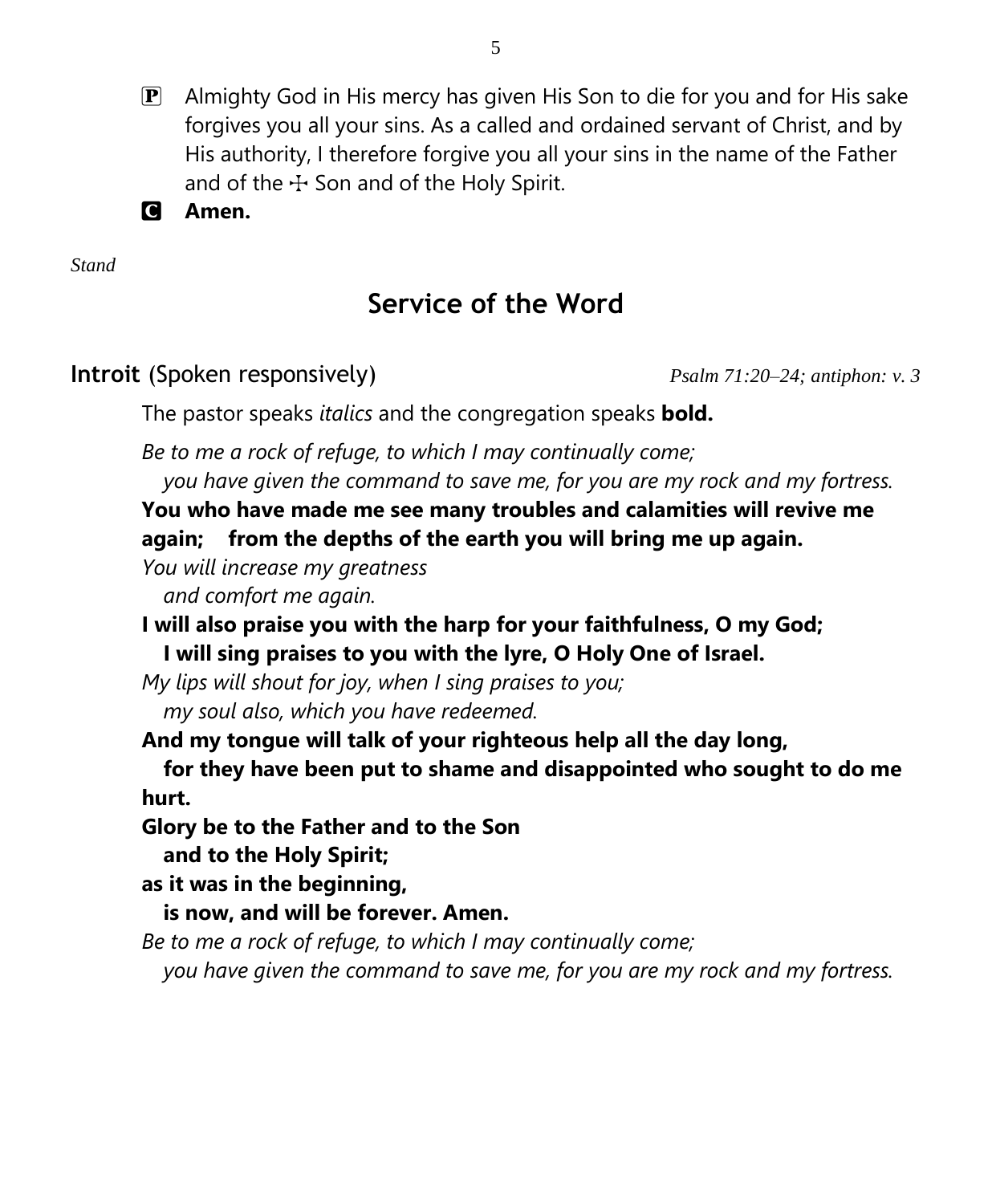**P** Almighty God in His mercy has given His Son to die for you and for His sake forgives you all your sins. As a called and ordained servant of Christ, and by His authority, I therefore forgive you all your sins in the name of the Father and of the ☩ Son and of the Holy Spirit.

**C** **Amen.**

*Stand*

## Service of the Word

**Introit** (Spoken responsively) *Psalm 71:20–24; antiphon: v. 3*

The pastor speaks *italics* and the congregation speaks **bold.**

*Be to me a rock of refuge, to which I may continually come;*
*you have given the command to save me, for you are my rock and my fortress.*

**You who have made me see many troubles and calamities will revive me again; from the depths of the earth you will bring me up again.**

*You will increase my greatness*
*and comfort me again.*

**I will also praise you with the harp for your faithfulness, O my God;**
**I will sing praises to you with the lyre, O Holy One of Israel.**

*My lips will shout for joy, when I sing praises to you;*
*my soul also, which you have redeemed.*

**And my tongue will talk of your righteous help all the day long,**
**for they have been put to shame and disappointed who sought to do me hurt.**

**Glory be to the Father and to the Son**
**and to the Holy Spirit;**
**as it was in the beginning,**
**is now, and will be forever. Amen.**

*Be to me a rock of refuge, to which I may continually come;*
*you have given the command to save me, for you are my rock and my fortress.*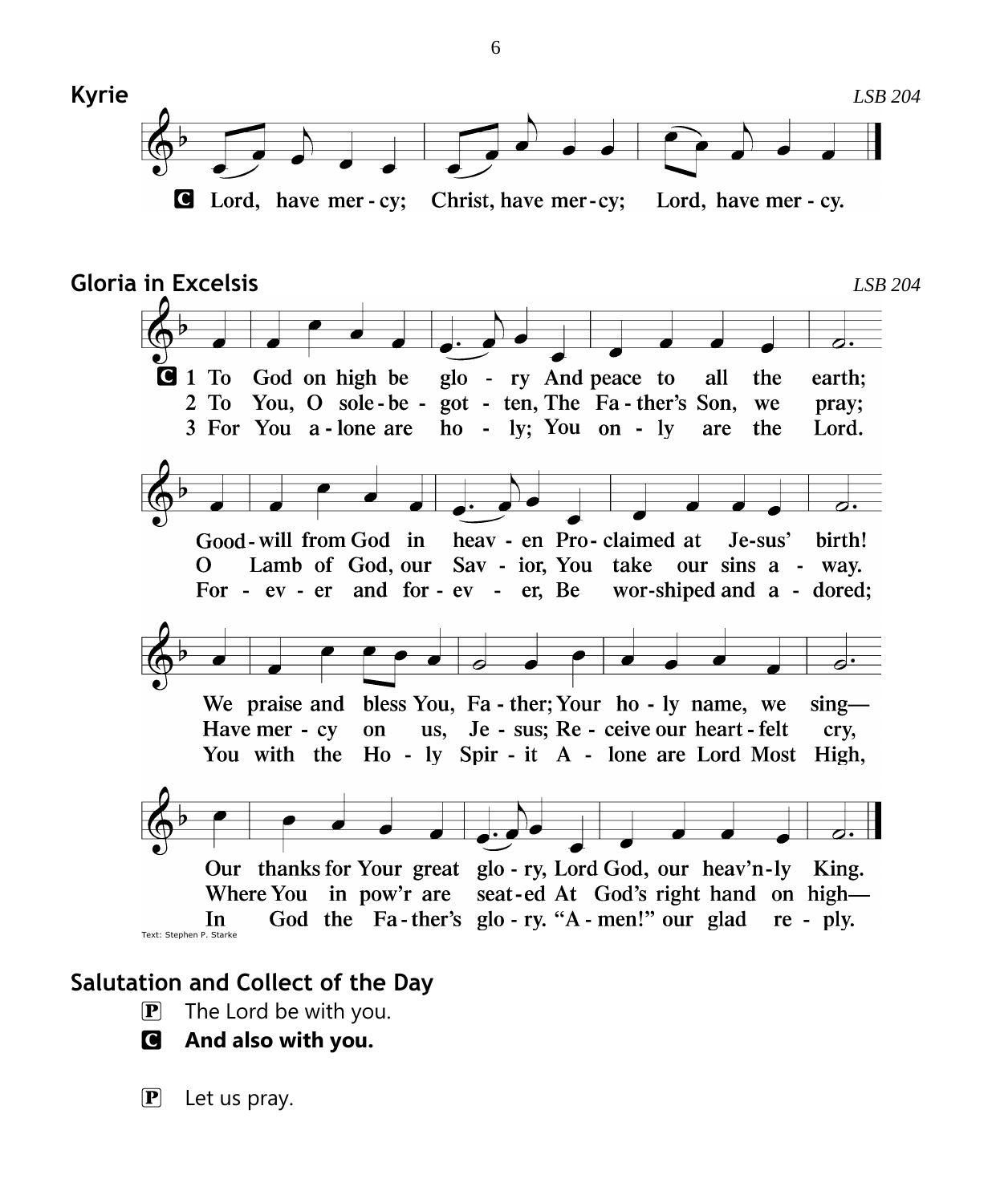## Kyrie

*LSB 204*

**C** **Lord, have mer - cy; Christ, have mer - cy; Lord, have mer - cy.**

## Gloria in Excelsis

*LSB 204*

**C**

1 To God on high be glo - ry And peace to all the earth;
Good - will from God in heav - en Pro - claimed at Je - sus' birth!
We praise and bless You, Fa - ther; Your ho - ly name, we sing—
Our thanks for Your great glo - ry, Lord God, our heav'n - ly King.

2 To You, O sole - be - got - ten, The Fa - ther's Son, we pray;
O Lamb of God, our Sav - ior, You take our sins a - way.
Have mer - cy on us, Je - sus; Re - ceive our heart - felt cry,
Where You in pow'r are seat - ed At God's right hand on high—

3 For You a - lone are ho - ly; You on - ly are the Lord.
For - ev - er and for - ev - er, Be wor - shiped and a - dored;
You with the Ho - ly Spir - it A - lone are Lord Most High,
In God the Fa - ther's glo - ry. "A - men!" our glad re - ply.

Text: Stephen P. Starke

## Salutation and Collect of the Day

**P** The Lord be with you.

**C** **And also with you.**

**P** Let us pray.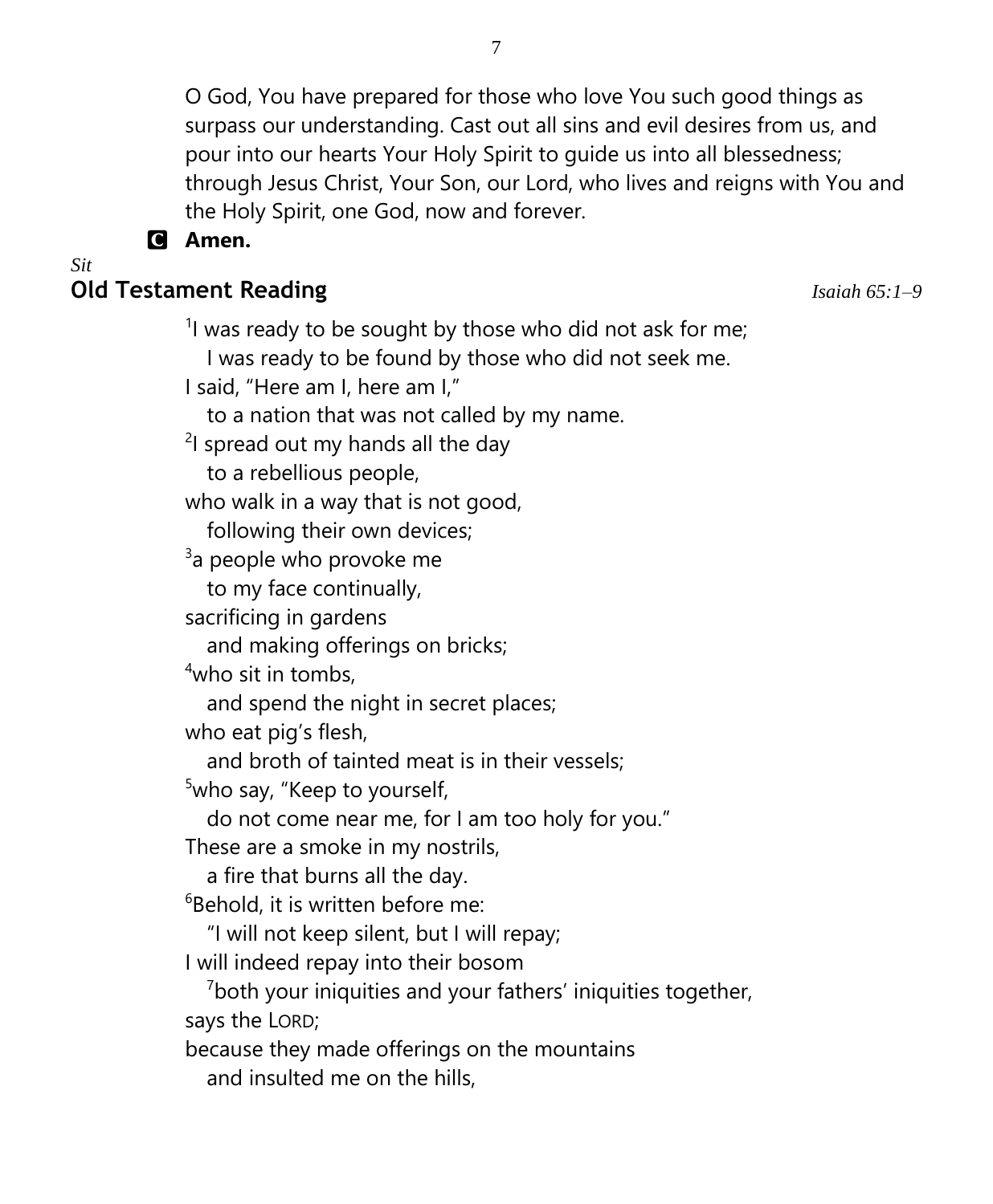O God, You have prepared for those who love You such good things as surpass our understanding. Cast out all sins and evil desires from us, and pour into our hearts Your Holy Spirit to guide us into all blessedness; through Jesus Christ, Your Son, our Lord, who lives and reigns with You and the Holy Spirit, one God, now and forever.

**C Amen.**

*Sit*

## Old Testament Reading *Isaiah 65:1–9*

[1]I was ready to be sought by those who did not ask for me;
  I was ready to be found by those who did not seek me.
I said, "Here am I, here am I,"
  to a nation that was not called by my name.
[2]I spread out my hands all the day
  to a rebellious people,
who walk in a way that is not good,
  following their own devices;
[3]a people who provoke me
  to my face continually,
sacrificing in gardens
  and making offerings on bricks;
[4]who sit in tombs,
  and spend the night in secret places;
who eat pig's flesh,
  and broth of tainted meat is in their vessels;
[5]who say, "Keep to yourself,
  do not come near me, for I am too holy for you."
These are a smoke in my nostrils,
  a fire that burns all the day.
[6]Behold, it is written before me:
  "I will not keep silent, but I will repay;
I will indeed repay into their bosom
  [7]both your iniquities and your fathers' iniquities together,
says the LORD;
because they made offerings on the mountains
  and insulted me on the hills,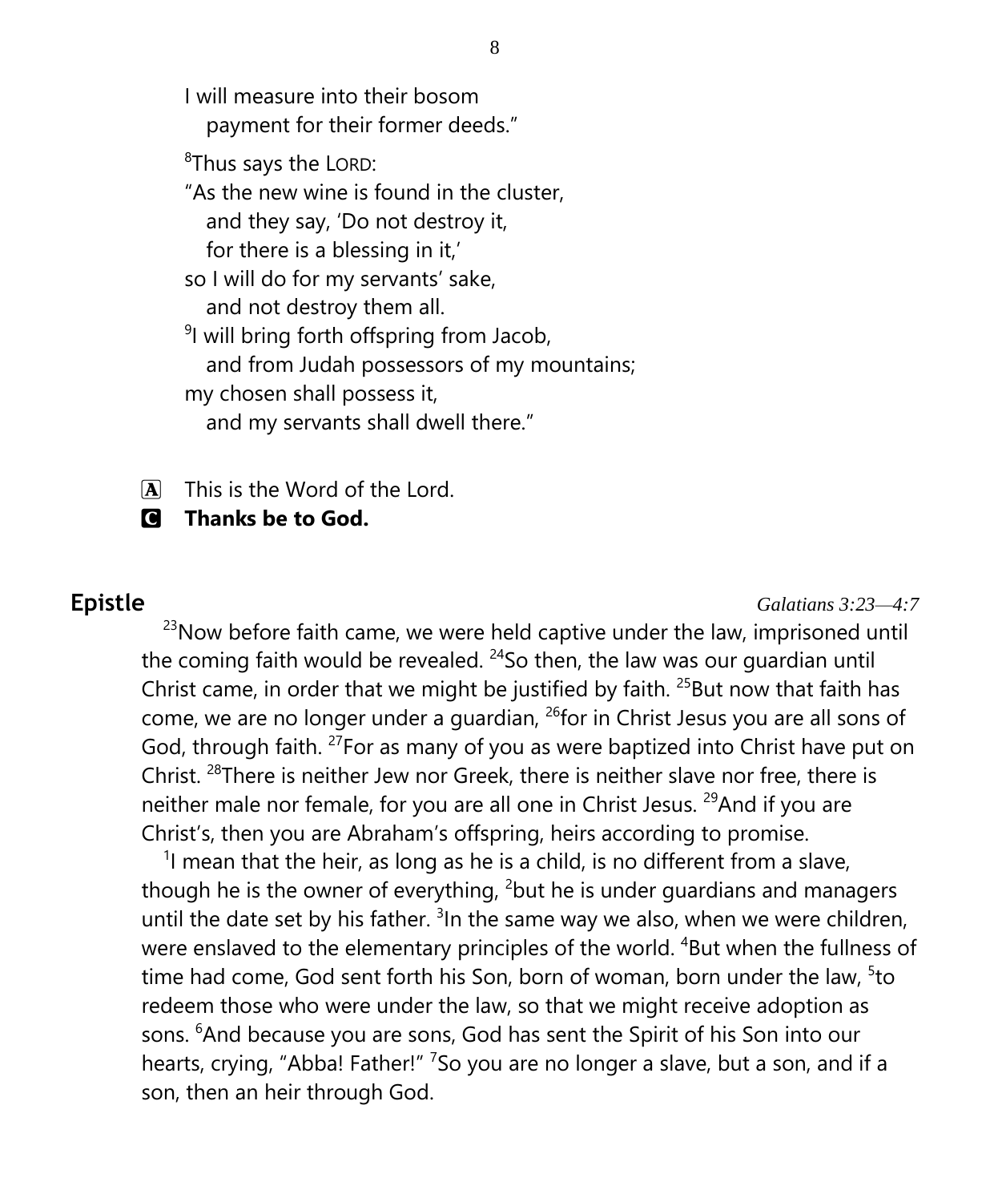I will measure into their bosom
payment for their former deeds."

[8]Thus says the LORD:
"As the new wine is found in the cluster,
and they say, 'Do not destroy it,
for there is a blessing in it,'
so I will do for my servants' sake,
and not destroy them all.
[9]I will bring forth offspring from Jacob,
and from Judah possessors of my mountains;
my chosen shall possess it,
and my servants shall dwell there."

A This is the Word of the Lord.
C **Thanks be to God.**

## Epistle

*Galatians 3:23—4:7*

[23]Now before faith came, we were held captive under the law, imprisoned until the coming faith would be revealed. [24]So then, the law was our guardian until Christ came, in order that we might be justified by faith. [25]But now that faith has come, we are no longer under a guardian, [26]for in Christ Jesus you are all sons of God, through faith. [27]For as many of you as were baptized into Christ have put on Christ. [28]There is neither Jew nor Greek, there is neither slave nor free, there is neither male nor female, for you are all one in Christ Jesus. [29]And if you are Christ's, then you are Abraham's offspring, heirs according to promise.

[1]I mean that the heir, as long as he is a child, is no different from a slave, though he is the owner of everything, [2]but he is under guardians and managers until the date set by his father. [3]In the same way we also, when we were children, were enslaved to the elementary principles of the world. [4]But when the fullness of time had come, God sent forth his Son, born of woman, born under the law, [5]to redeem those who were under the law, so that we might receive adoption as sons. [6]And because you are sons, God has sent the Spirit of his Son into our hearts, crying, "Abba! Father!" [7]So you are no longer a slave, but a son, and if a son, then an heir through God.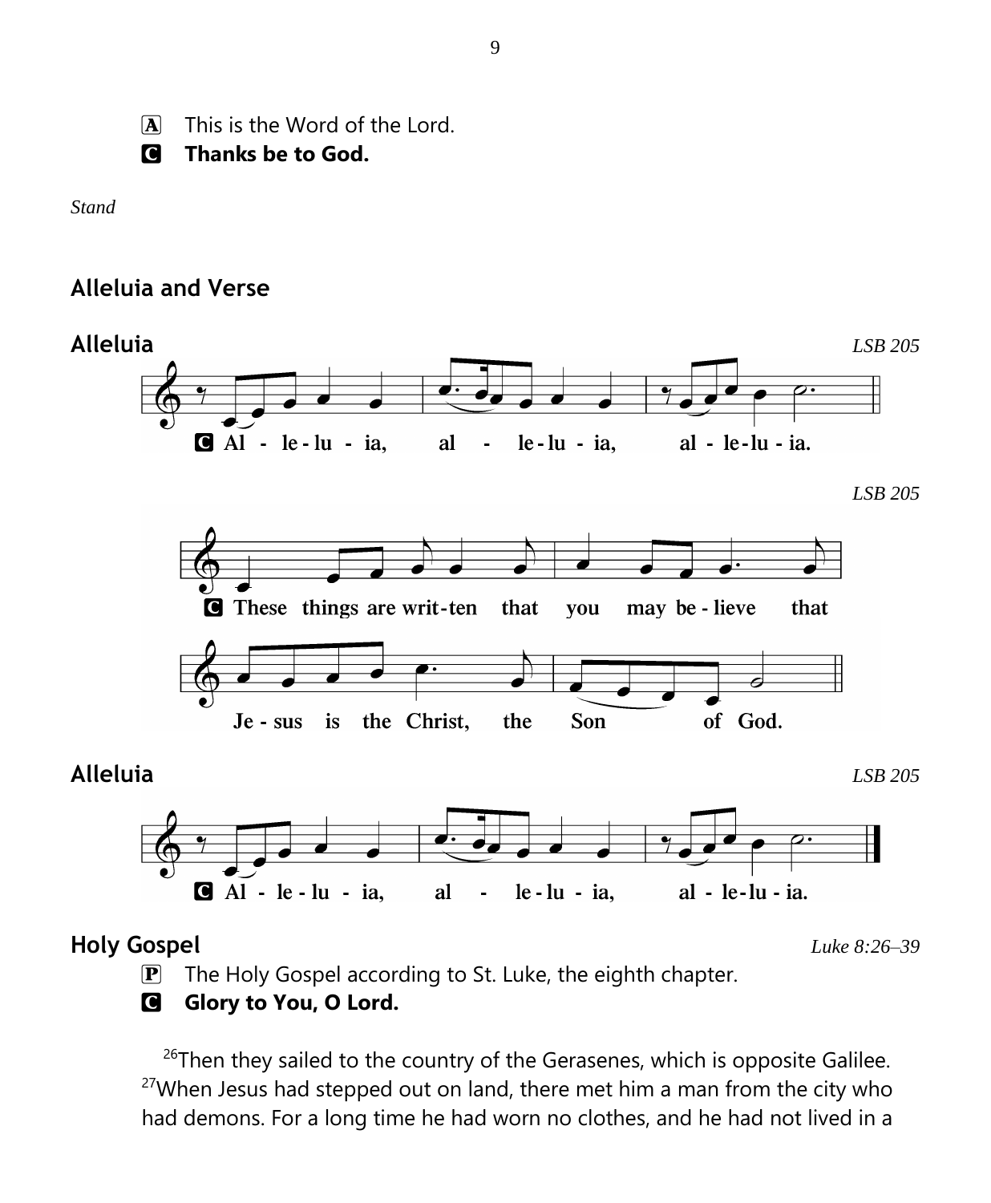A This is the Word of the Lord.

C **Thanks be to God.**

*Stand*

## Alleluia and Verse

### Alleluia

*LSB 205*

C Al - le - lu - ia, al - le - lu - ia, al - le - lu - ia.

*LSB 205*

C These things are writ - ten that you may be - lieve that Je - sus is the Christ, the Son of God.

### Alleluia

*LSB 205*

C Al - le - lu - ia, al - le - lu - ia, al - le - lu - ia.

## Holy Gospel

*Luke 8:26–39*

P The Holy Gospel according to St. Luke, the eighth chapter.

C **Glory to You, O Lord.**

[26]Then they sailed to the country of the Gerasenes, which is opposite Galilee. [27]When Jesus had stepped out on land, there met him a man from the city who had demons. For a long time he had worn no clothes, and he had not lived in a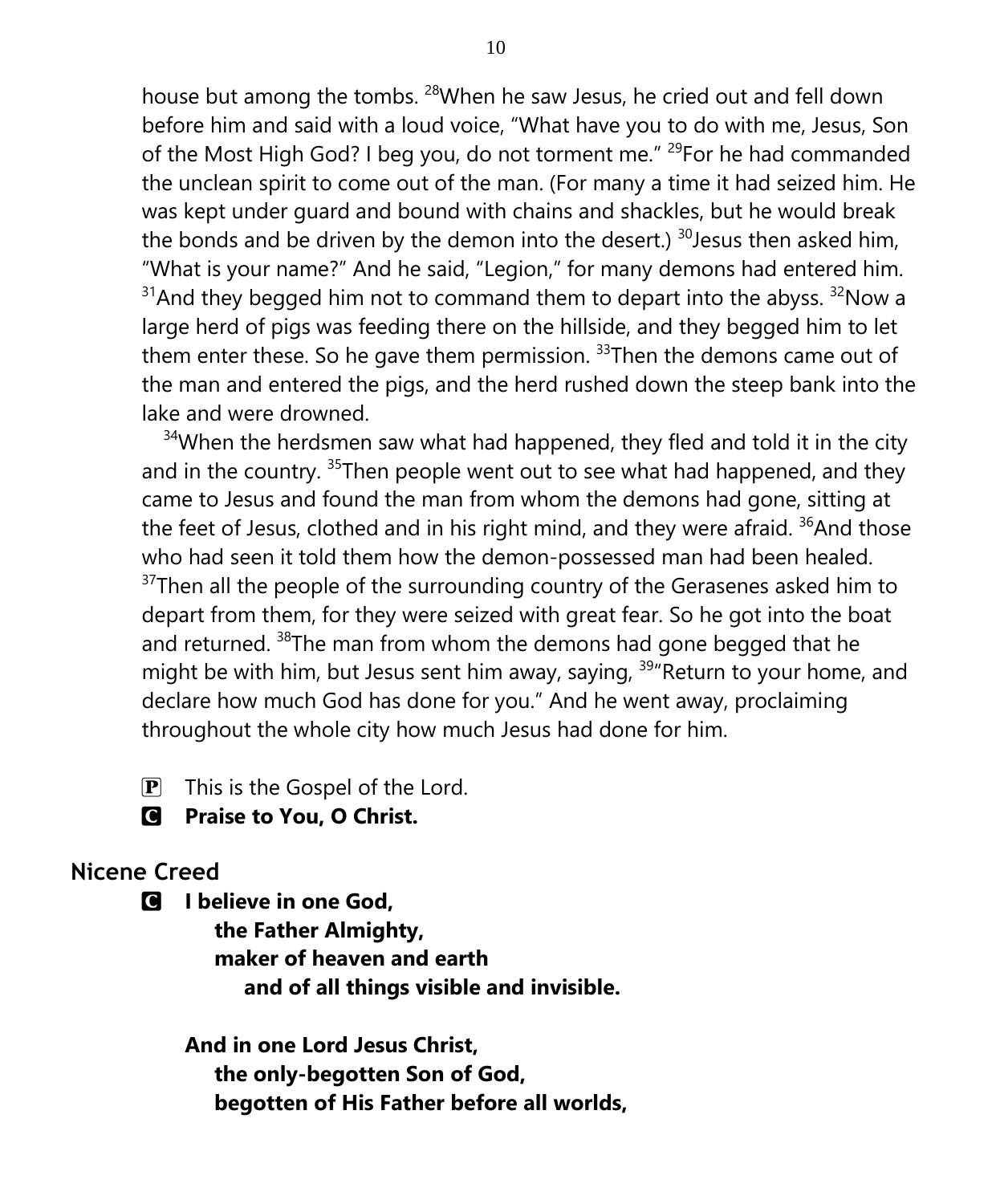house but among the tombs. [28]When he saw Jesus, he cried out and fell down before him and said with a loud voice, "What have you to do with me, Jesus, Son of the Most High God? I beg you, do not torment me." [29]For he had commanded the unclean spirit to come out of the man. (For many a time it had seized him. He was kept under guard and bound with chains and shackles, but he would break the bonds and be driven by the demon into the desert.) [30]Jesus then asked him, "What is your name?" And he said, "Legion," for many demons had entered him. [31]And they begged him not to command them to depart into the abyss. [32]Now a large herd of pigs was feeding there on the hillside, and they begged him to let them enter these. So he gave them permission. [33]Then the demons came out of the man and entered the pigs, and the herd rushed down the steep bank into the lake and were drowned.

[34]When the herdsmen saw what had happened, they fled and told it in the city and in the country. [35]Then people went out to see what had happened, and they came to Jesus and found the man from whom the demons had gone, sitting at the feet of Jesus, clothed and in his right mind, and they were afraid. [36]And those who had seen it told them how the demon-possessed man had been healed. [37]Then all the people of the surrounding country of the Gerasenes asked him to depart from them, for they were seized with great fear. So he got into the boat and returned. [38]The man from whom the demons had gone begged that he might be with him, but Jesus sent him away, saying, [39]"Return to your home, and declare how much God has done for you." And he went away, proclaiming throughout the whole city how much Jesus had done for him.

P This is the Gospel of the Lord.

C **Praise to You, O Christ.**

## Nicene Creed

C **I believe in one God,**
**the Father Almighty,**
**maker of heaven and earth**
**and of all things visible and invisible.**

**And in one Lord Jesus Christ,**
**the only-begotten Son of God,**
**begotten of His Father before all worlds,**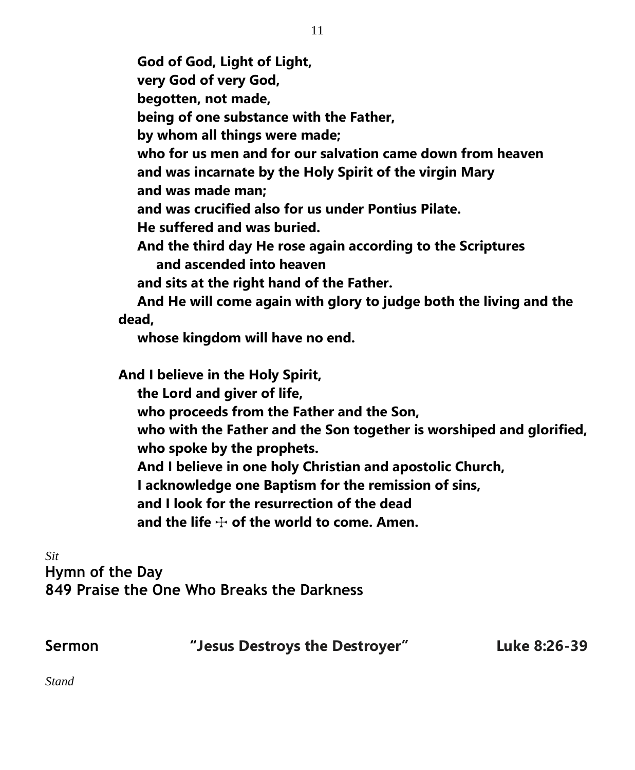**God of God, Light of Light,**
**very God of very God,**
**begotten, not made,**
**being of one substance with the Father,**
**by whom all things were made;**
**who for us men and for our salvation came down from heaven**
**and was incarnate by the Holy Spirit of the virgin Mary**
**and was made man;**
**and was crucified also for us under Pontius Pilate.**
**He suffered and was buried.**
**And the third day He rose again according to the Scriptures**
**and ascended into heaven**
**and sits at the right hand of the Father.**
**And He will come again with glory to judge both the living and the dead,**
**whose kingdom will have no end.**

**And I believe in the Holy Spirit,**
**the Lord and giver of life,**
**who proceeds from the Father and the Son,**
**who with the Father and the Son together is worshiped and glorified,**
**who spoke by the prophets.**
**And I believe in one holy Christian and apostolic Church,**
**I acknowledge one Baptism for the remission of sins,**
**and I look for the resurrection of the dead**
**and the life ☩ of the world to come. Amen.**

*Sit*

**Hymn of the Day**
**849 Praise the One Who Breaks the Darkness**

**Sermon** **"Jesus Destroys the Destroyer"** **Luke 8:26-39**

*Stand*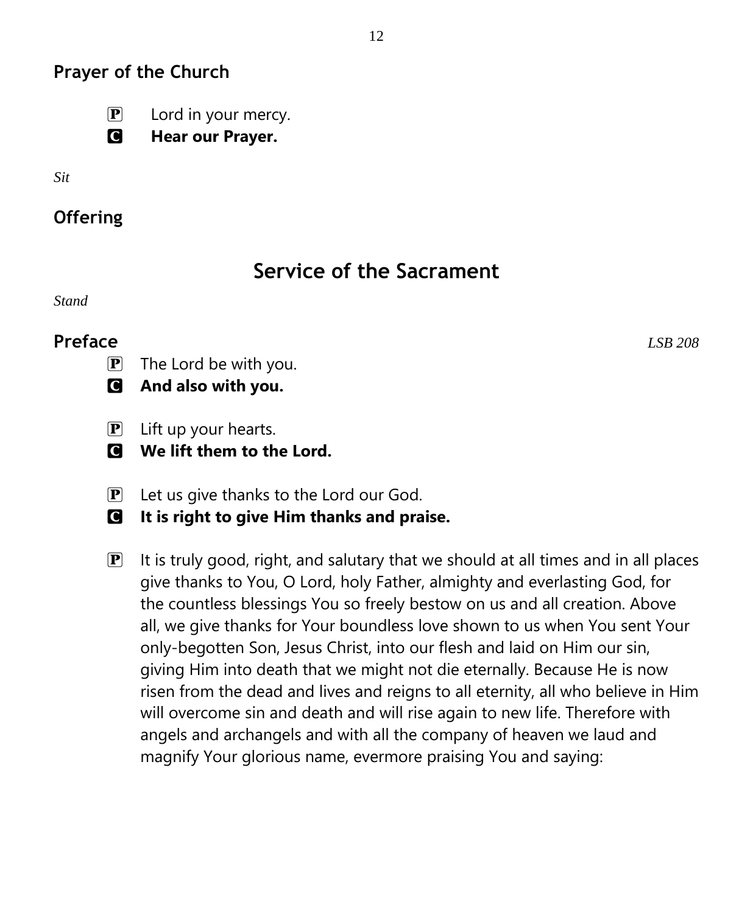## Prayer of the Church

P Lord in your mercy.
**C Hear our Prayer.**

*Sit*

## Offering

# Service of the Sacrament

*Stand*

## Preface *LSB 208*

P The Lord be with you.
**C And also with you.**

P Lift up your hearts.
**C We lift them to the Lord.**

P Let us give thanks to the Lord our God.
**C It is right to give Him thanks and praise.**

P It is truly good, right, and salutary that we should at all times and in all places give thanks to You, O Lord, holy Father, almighty and everlasting God, for the countless blessings You so freely bestow on us and all creation. Above all, we give thanks for Your boundless love shown to us when You sent Your only-begotten Son, Jesus Christ, into our flesh and laid on Him our sin, giving Him into death that we might not die eternally. Because He is now risen from the dead and lives and reigns to all eternity, all who believe in Him will overcome sin and death and will rise again to new life. Therefore with angels and archangels and with all the company of heaven we laud and magnify Your glorious name, evermore praising You and saying: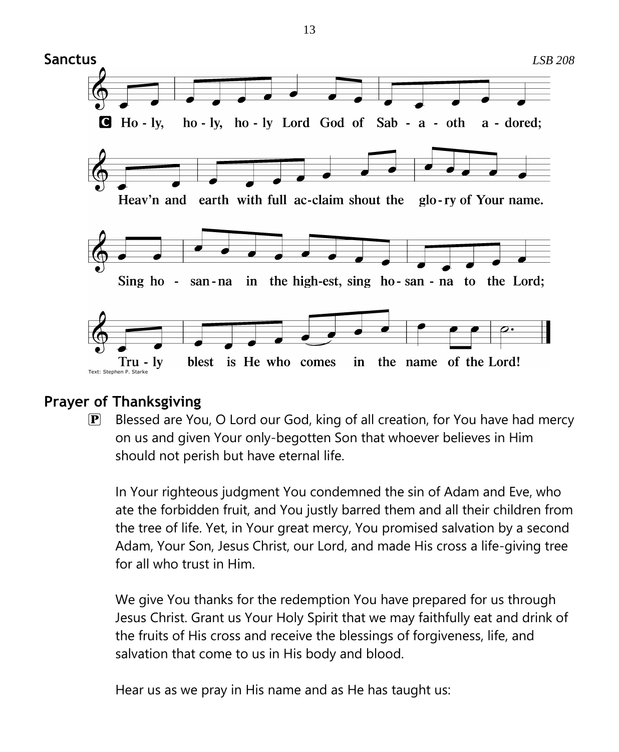## Sanctus

*LSB 208*

C Ho - ly, ho - ly, ho - ly Lord God of Sab - a - oth a - dored;

Heav'n and earth with full ac-claim shout the glo - ry of Your name.

Sing ho - san - na in the high-est, sing ho - san - na to the Lord;

Tru - ly blest is He who comes in the name of the Lord!

Text: Stephen P. Starke

## Prayer of Thanksgiving

P Blessed are You, O Lord our God, king of all creation, for You have had mercy on us and given Your only-begotten Son that whoever believes in Him should not perish but have eternal life.

In Your righteous judgment You condemned the sin of Adam and Eve, who ate the forbidden fruit, and You justly barred them and all their children from the tree of life. Yet, in Your great mercy, You promised salvation by a second Adam, Your Son, Jesus Christ, our Lord, and made His cross a life-giving tree for all who trust in Him.

We give You thanks for the redemption You have prepared for us through Jesus Christ. Grant us Your Holy Spirit that we may faithfully eat and drink of the fruits of His cross and receive the blessings of forgiveness, life, and salvation that come to us in His body and blood.

Hear us as we pray in His name and as He has taught us: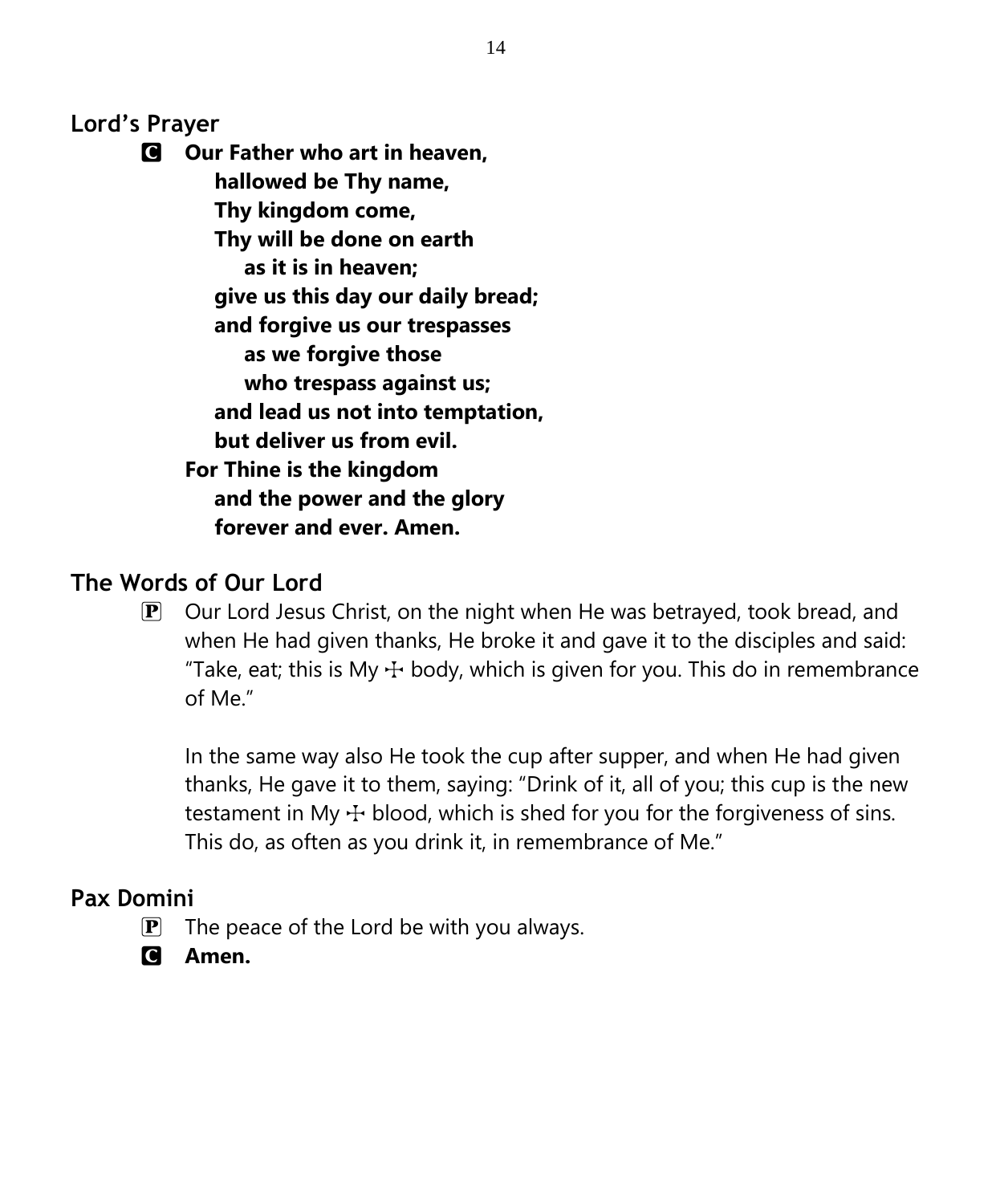## Lord's Prayer

**C** **Our Father who art in heaven,**
**hallowed be Thy name,**
**Thy kingdom come,**
**Thy will be done on earth**
**as it is in heaven;**
**give us this day our daily bread;**
**and forgive us our trespasses**
**as we forgive those**
**who trespass against us;**
**and lead us not into temptation,**
**but deliver us from evil.**
**For Thine is the kingdom**
**and the power and the glory**
**forever and ever. Amen.**

## The Words of Our Lord

**P** Our Lord Jesus Christ, on the night when He was betrayed, took bread, and when He had given thanks, He broke it and gave it to the disciples and said: "Take, eat; this is My ☩ body, which is given for you. This do in remembrance of Me."

In the same way also He took the cup after supper, and when He had given thanks, He gave it to them, saying: "Drink of it, all of you; this cup is the new testament in My ☩ blood, which is shed for you for the forgiveness of sins. This do, as often as you drink it, in remembrance of Me."

## Pax Domini

**P** The peace of the Lord be with you always.

**C** **Amen.**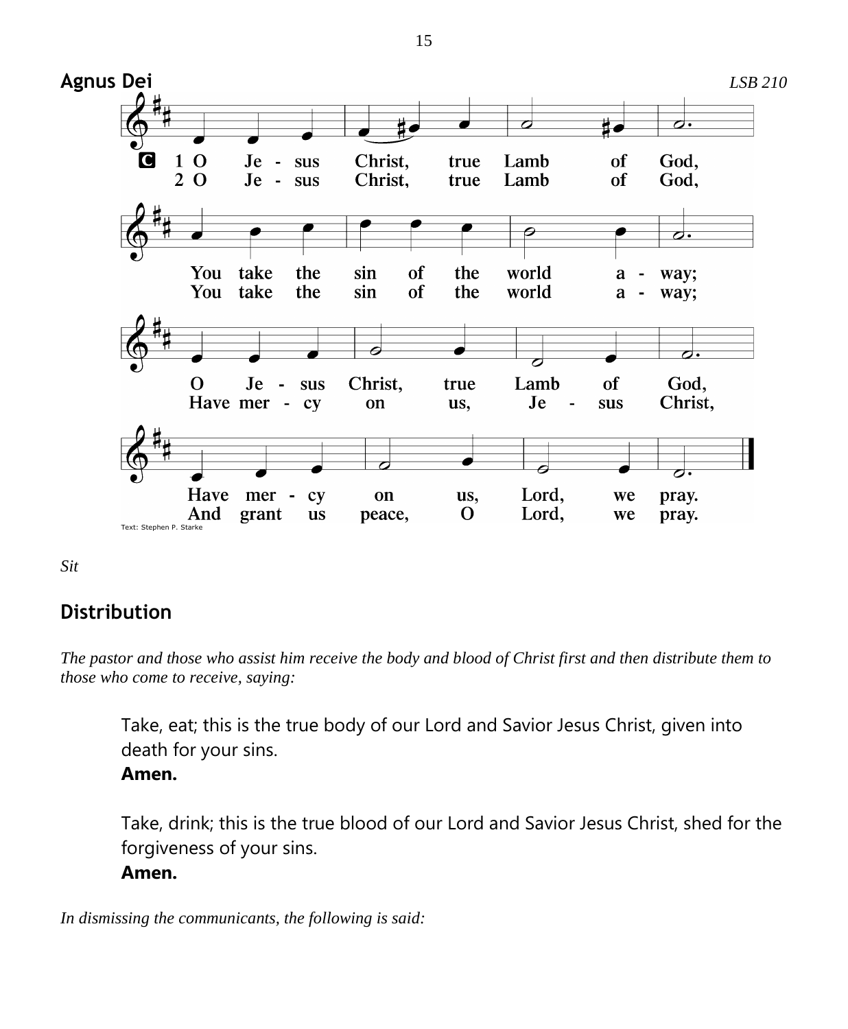## Agnus Dei

*LSB 210*

**C** 1 O Jesus Christ, true Lamb of God,
You take the sin of the world away;
O Jesus Christ, true Lamb of God,
Have mercy on us, Lord, we pray.

2 O Jesus Christ, true Lamb of God,
You take the sin of the world away;
Have mercy on us, Jesus Christ,
And grant us peace, O Lord, we pray.

Text: Stephen P. Starke

*Sit*

## Distribution

*The pastor and those who assist him receive the body and blood of Christ first and then distribute them to those who come to receive, saying:*

Take, eat; this is the true body of our Lord and Savior Jesus Christ, given into death for your sins.
**Amen.**

Take, drink; this is the true blood of our Lord and Savior Jesus Christ, shed for the forgiveness of your sins.
**Amen.**

*In dismissing the communicants, the following is said:*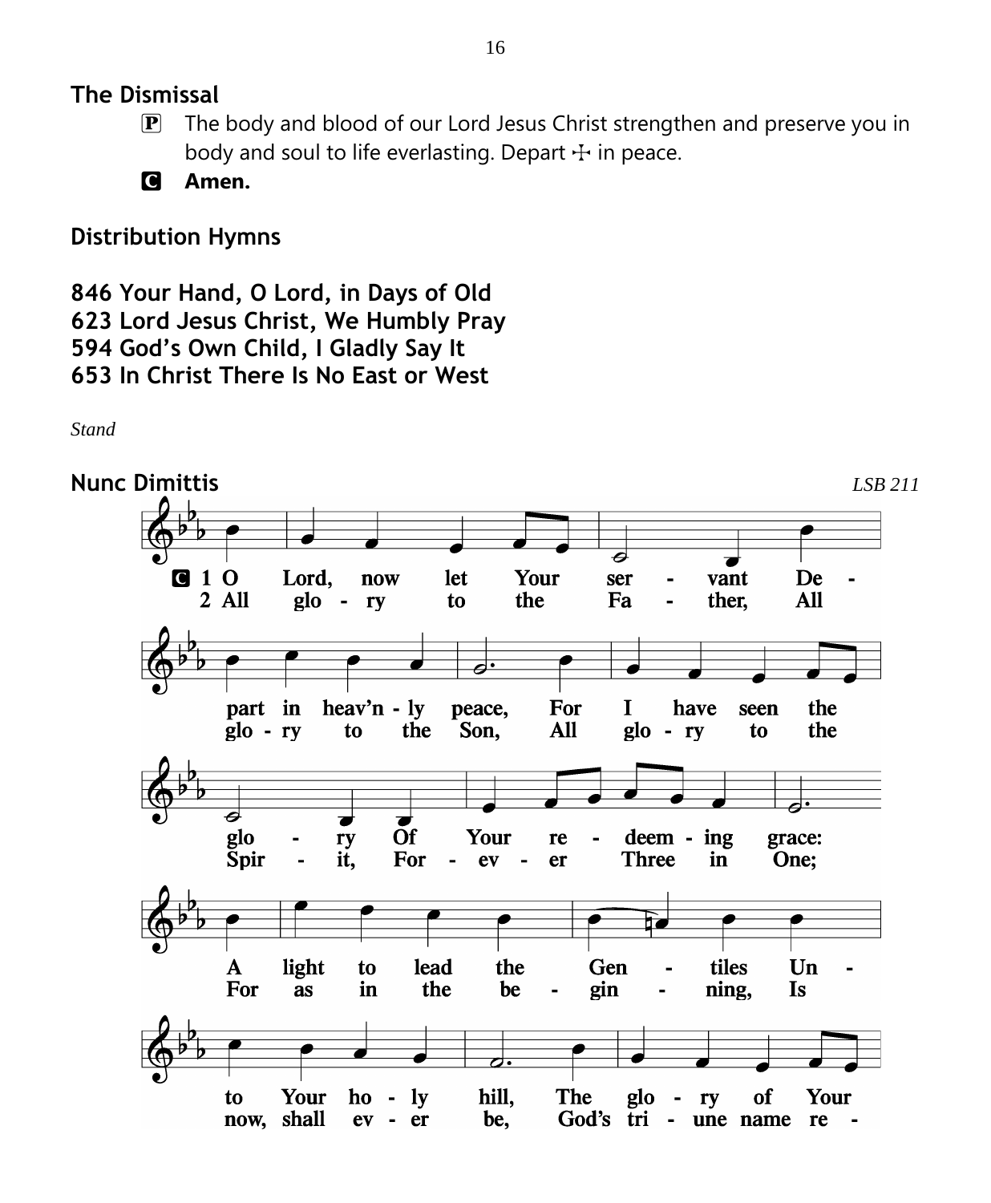## The Dismissal

P The body and blood of our Lord Jesus Christ strengthen and preserve you in body and soul to life everlasting. Depart ☩ in peace.

C **Amen.**

## Distribution Hymns

**846 Your Hand, O Lord, in Days of Old**
**623 Lord Jesus Christ, We Humbly Pray**
**594 God's Own Child, I Gladly Say It**
**653 In Christ There Is No East or West**

*Stand*

## Nunc Dimittis

*LSB 211*

C 1 O Lord, now let Your servant Depart in heav'nly peace, For I have seen the glory Of Your redeeming grace: A light to lead the Gentiles Unto Your holy hill, The glory of Your

2 All glory to the Father, All glory to the Son, All glory to the Spirit, Forever Three in One; For as in the beginning, Is now, shall ever be, God's triune name re-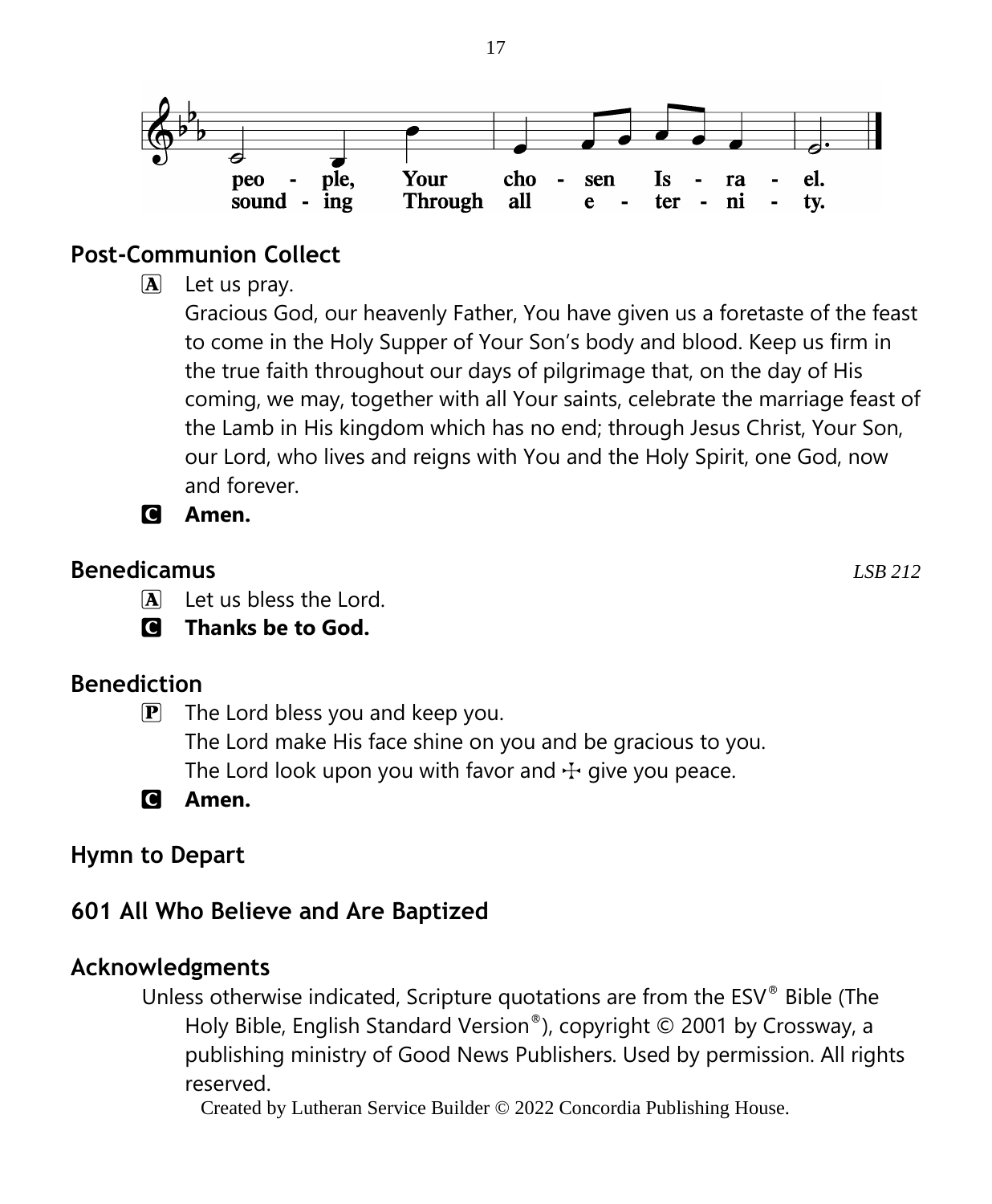peo - ple, Your cho - sen Is - ra - el.
sound - ing Through all e - ter - ni - ty.

## Post-Communion Collect

A Let us pray.
Gracious God, our heavenly Father, You have given us a foretaste of the feast to come in the Holy Supper of Your Son's body and blood. Keep us firm in the true faith throughout our days of pilgrimage that, on the day of His coming, we may, together with all Your saints, celebrate the marriage feast of the Lamb in His kingdom which has no end; through Jesus Christ, Your Son, our Lord, who lives and reigns with You and the Holy Spirit, one God, now and forever.

C **Amen.**

## Benedicamus

*LSB 212*

A Let us bless the Lord.

C **Thanks be to God.**

## Benediction

P The Lord bless you and keep you.
The Lord make His face shine on you and be gracious to you.
The Lord look upon you with favor and ☩ give you peace.

C **Amen.**

## Hymn to Depart

## 601 All Who Believe and Are Baptized

## Acknowledgments

Unless otherwise indicated, Scripture quotations are from the ESV® Bible (The Holy Bible, English Standard Version®), copyright © 2001 by Crossway, a publishing ministry of Good News Publishers. Used by permission. All rights reserved.

Created by Lutheran Service Builder © 2022 Concordia Publishing House.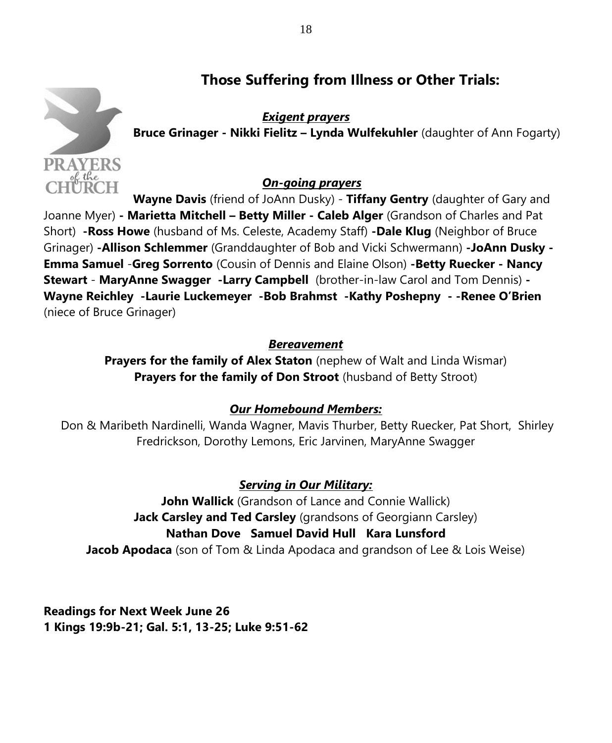## Those Suffering from Illness or Other Trials:

***Exigent prayers***

**Bruce Grinager - Nikki Fielitz – Lynda Wulfekuhler** (daughter of Ann Fogarty)

***On-going prayers***

**Wayne Davis** (friend of JoAnn Dusky) - **Tiffany Gentry** (daughter of Gary and Joanne Myer) **- Marietta Mitchell – Betty Miller - Caleb Alger** (Grandson of Charles and Pat Short) **-Ross Howe** (husband of Ms. Celeste, Academy Staff) **-Dale Klug** (Neighbor of Bruce Grinager) **-Allison Schlemmer** (Granddaughter of Bob and Vicki Schwermann) **-JoAnn Dusky - Emma Samuel** -**Greg Sorrento** (Cousin of Dennis and Elaine Olson) **-Betty Ruecker - Nancy Stewart** - **MaryAnne Swagger -Larry Campbell** (brother-in-law Carol and Tom Dennis) **- Wayne Reichley -Laurie Luckemeyer -Bob Brahmst -Kathy Poshepny - -Renee O'Brien** (niece of Bruce Grinager)

***Bereavement***

**Prayers for the family of Alex Staton** (nephew of Walt and Linda Wismar)
**Prayers for the family of Don Stroot** (husband of Betty Stroot)

***Our Homebound Members:***

Don & Maribeth Nardinelli, Wanda Wagner, Mavis Thurber, Betty Ruecker, Pat Short, Shirley Fredrickson, Dorothy Lemons, Eric Jarvinen, MaryAnne Swagger

***Serving in Our Military:***

**John Wallick** (Grandson of Lance and Connie Wallick)
**Jack Carsley and Ted Carsley** (grandsons of Georgiann Carsley)
**Nathan Dove Samuel David Hull Kara Lunsford**
**Jacob Apodaca** (son of Tom & Linda Apodaca and grandson of Lee & Lois Weise)

**Readings for Next Week June 26**
**1 Kings 19:9b-21; Gal. 5:1, 13-25; Luke 9:51-62**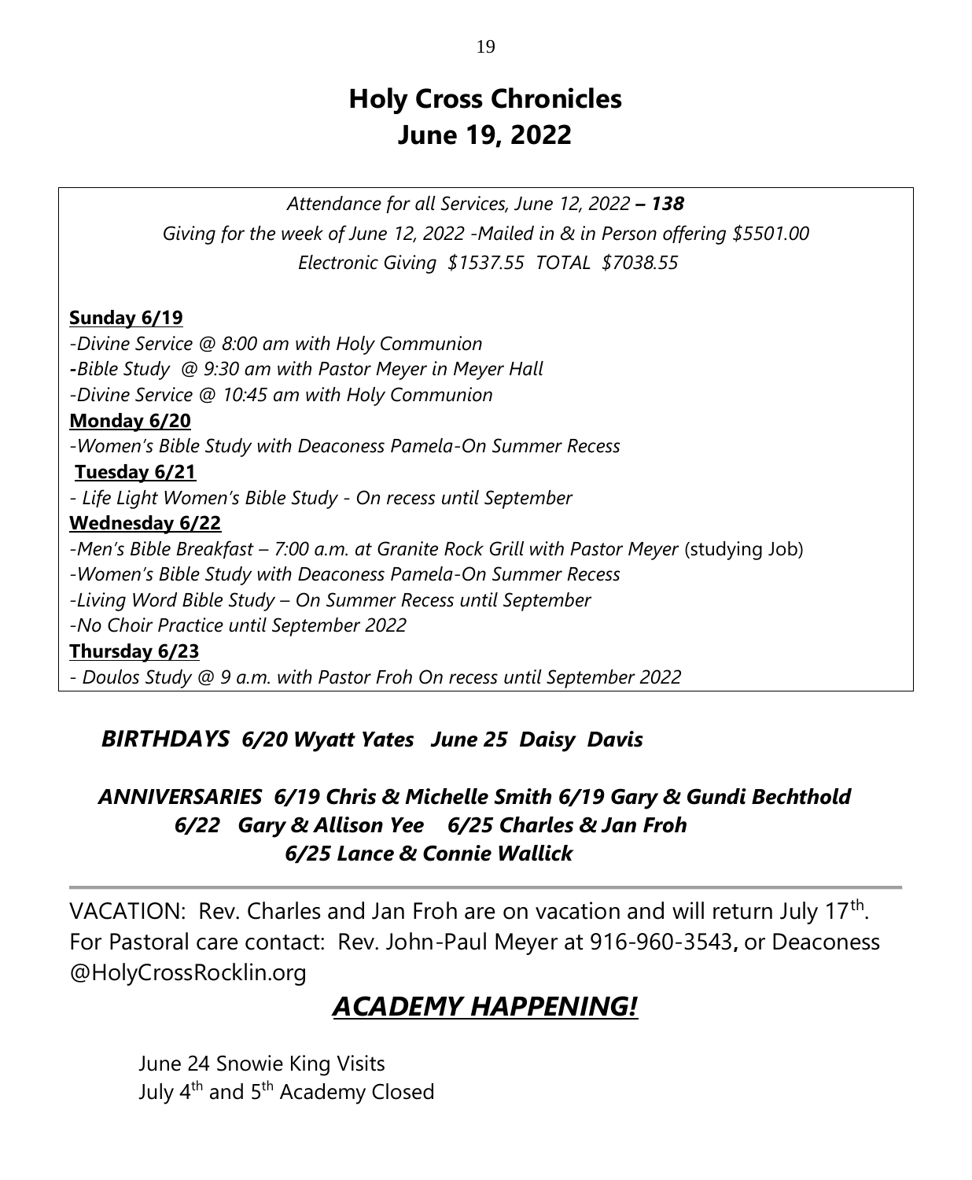# Holy Cross Chronicles
# June 19, 2022

*Attendance for all Services, June 12, 2022* ***– 138***

*Giving for the week of June 12, 2022 -Mailed in & in Person offering $5501.00*

*Electronic Giving $1537.55 TOTAL $7038.55*

**Sunday 6/19**

*-Divine Service @ 8:00 am with Holy Communion*

*-Bible Study @ 9:30 am with Pastor Meyer in Meyer Hall*

*-Divine Service @ 10:45 am with Holy Communion*

**Monday 6/20**

*-Women's Bible Study with Deaconess Pamela-On Summer Recess*

**Tuesday 6/21**

*- Life Light Women's Bible Study - On recess until September*

**Wednesday 6/22**

*-Men's Bible Breakfast – 7:00 a.m. at Granite Rock Grill with Pastor Meyer* (studying Job)

*-Women's Bible Study with Deaconess Pamela-On Summer Recess*

*-Living Word Bible Study – On Summer Recess until September*

*-No Choir Practice until September 2022*

**Thursday 6/23**

*- Doulos Study @ 9 a.m. with Pastor Froh On recess until September 2022*

***BIRTHDAYS 6/20 Wyatt Yates June 25 Daisy Davis***

***ANNIVERSARIES 6/19 Chris & Michelle Smith 6/19 Gary & Gundi Bechthold***
***6/22 Gary & Allison Yee 6/25 Charles & Jan Froh***
***6/25 Lance & Connie Wallick***

---

VACATION: Rev. Charles and Jan Froh are on vacation and will return July 17th. For Pastoral care contact: Rev. John-Paul Meyer at 916-960-3543, or Deaconess @HolyCrossRocklin.org

## ***ACADEMY HAPPENING!***

June 24 Snowie King Visits
July 4th and 5th Academy Closed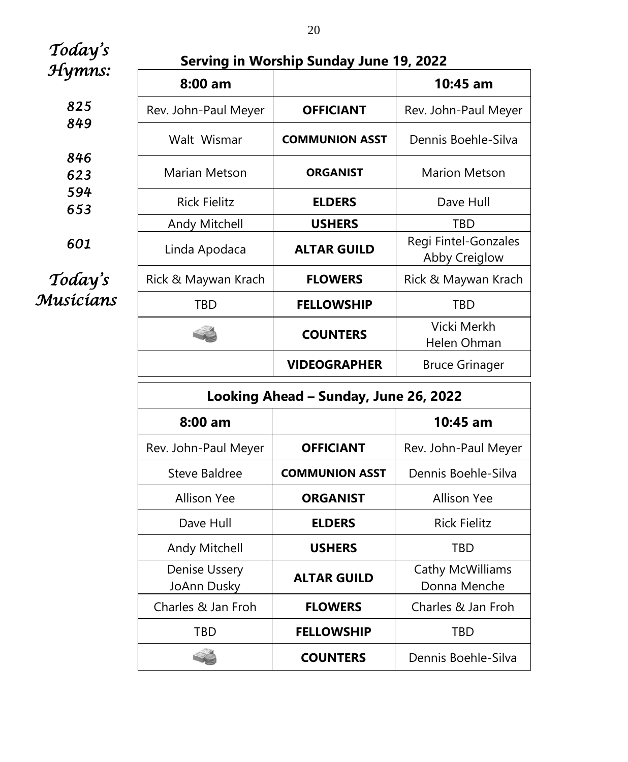*Today's Hymns:*

*825*
*849*

*846*
*623*
*594*
*653*

*601*

*Today's Musicians*

## Serving in Worship Sunday June 19, 2022

| 8:00 am | | 10:45 am |
|---|---|---|
| Rev. John-Paul Meyer | **OFFICIANT** | Rev. John-Paul Meyer |
| Walt Wismar | **COMMUNION ASST** | Dennis Boehle-Silva |
| Marian Metson | **ORGANIST** | Marion Metson |
| Rick Fielitz | **ELDERS** | Dave Hull |
| Andy Mitchell | **USHERS** | TBD |
| Linda Apodaca | **ALTAR GUILD** | Regi Fintel-Gonzales<br>Abby Creiglow |
| Rick & Maywan Krach | **FLOWERS** | Rick & Maywan Krach |
| TBD | **FELLOWSHIP** | TBD |
| | **COUNTERS** | Vicki Merkh<br>Helen Ohman |
| | **VIDEOGRAPHER** | Bruce Grinager |

## Looking Ahead – Sunday, June 26, 2022

| 8:00 am | | 10:45 am |
|---|---|---|
| Rev. John-Paul Meyer | **OFFICIANT** | Rev. John-Paul Meyer |
| Steve Baldree | **COMMUNION ASST** | Dennis Boehle-Silva |
| Allison Yee | **ORGANIST** | Allison Yee |
| Dave Hull | **ELDERS** | Rick Fielitz |
| Andy Mitchell | **USHERS** | TBD |
| Denise Ussery<br>JoAnn Dusky | **ALTAR GUILD** | Cathy McWilliams<br>Donna Menche |
| Charles & Jan Froh | **FLOWERS** | Charles & Jan Froh |
| TBD | **FELLOWSHIP** | TBD |
| | **COUNTERS** | Dennis Boehle-Silva |